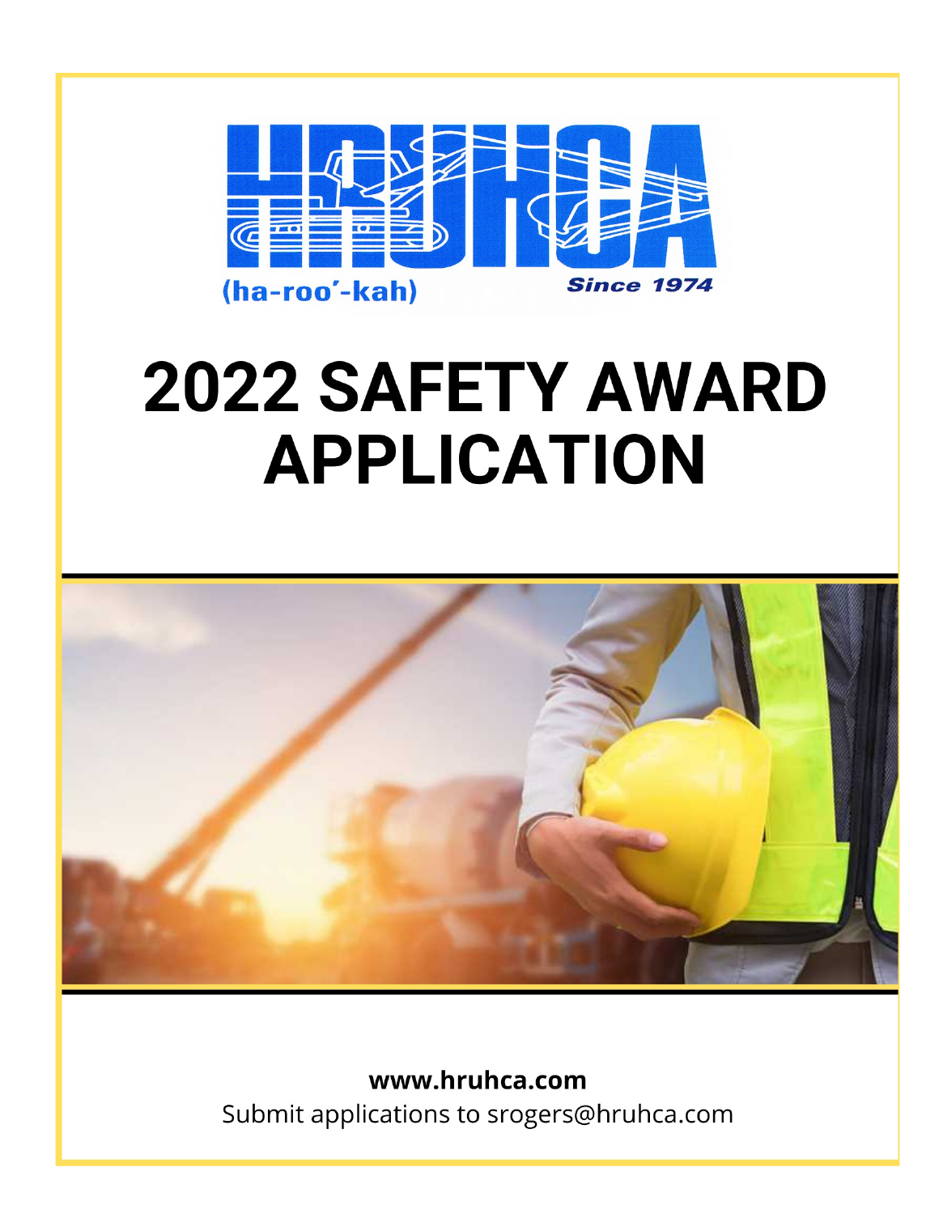HRUHCA

(ha-roo'-kah) Since 1974

# 2022 SAFETY AWARD APPLICATION

**www.hruhca.com**

Submit applications to srogers@hruhca.com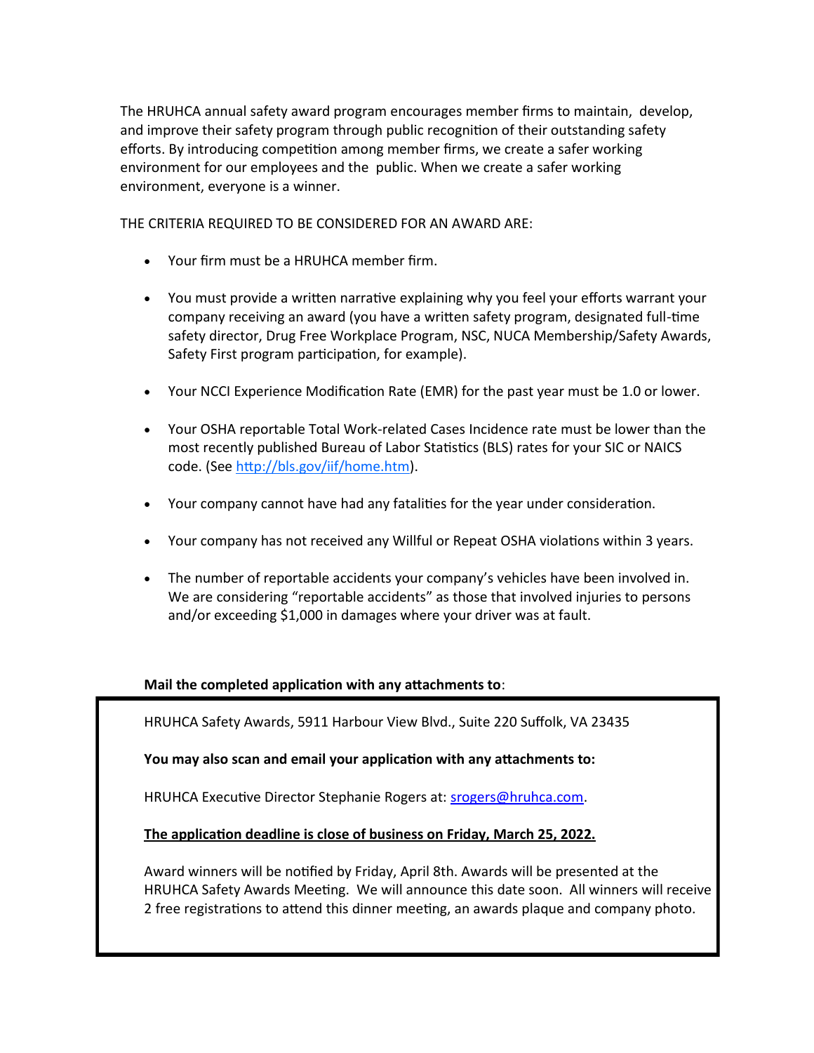The HRUHCA annual safety award program encourages member firms to maintain, develop, and improve their safety program through public recognition of their outstanding safety efforts. By introducing competition among member firms, we create a safer working environment for our employees and the public. When we create a safer working environment, everyone is a winner.

THE CRITERIA REQUIRED TO BE CONSIDERED FOR AN AWARD ARE:

- Your firm must be a HRUHCA member firm.
- You must provide a written narrative explaining why you feel your efforts warrant your company receiving an award (you have a written safety program, designated full-time safety director, Drug Free Workplace Program, NSC, NUCA Membership/Safety Awards, Safety First program participation, for example).
- Your NCCI Experience Modification Rate (EMR) for the past year must be 1.0 or lower.
- Your OSHA reportable Total Work-related Cases Incidence rate must be lower than the most recently published Bureau of Labor Statistics (BLS) rates for your SIC or NAICS code. (See http://bls.gov/iif/home.htm).
- Your company cannot have had any fatalities for the year under consideration.
- Your company has not received any Willful or Repeat OSHA violations within 3 years.
- The number of reportable accidents your company's vehicles have been involved in. We are considering "reportable accidents" as those that involved injuries to persons and/or exceeding $1,000 in damages where your driver was at fault.

**Mail the completed application with any attachments to**:

HRUHCA Safety Awards, 5911 Harbour View Blvd., Suite 220 Suffolk, VA 23435

**You may also scan and email your application with any attachments to:**

HRUHCA Executive Director Stephanie Rogers at: srogers@hruhca.com.

**The application deadline is close of business on Friday, March 25, 2022.**

Award winners will be notified by Friday, April 8th. Awards will be presented at the HRUHCA Safety Awards Meeting. We will announce this date soon. All winners will receive 2 free registrations to attend this dinner meeting, an awards plaque and company photo.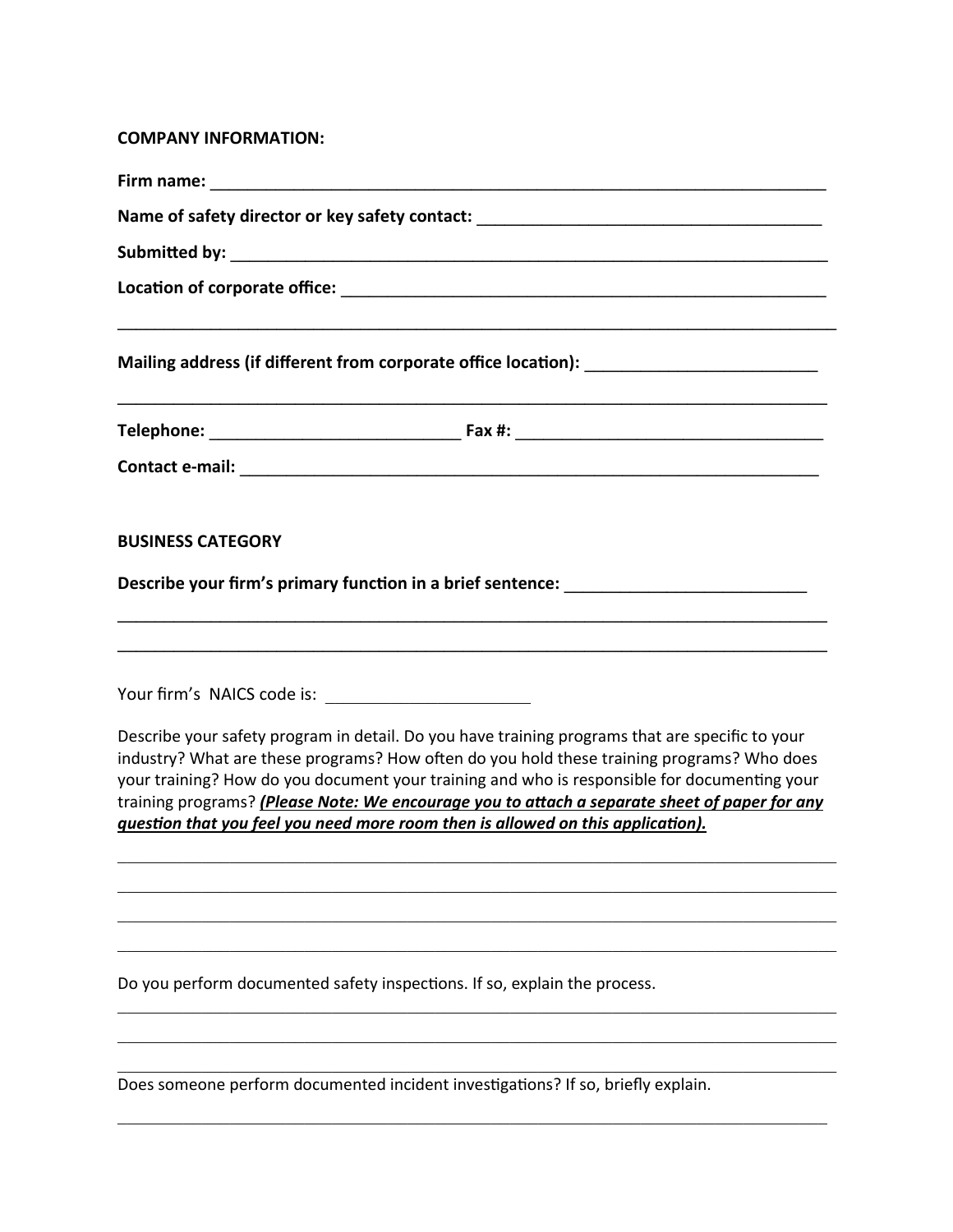**COMPANY INFORMATION:**

**Firm name:** ______________________________________________________________________

**Name of safety director or key safety contact:** ____________________________________

**Submitted by:** ____________________________________________________________________

**Location of corporate office:** ______________________________________________________

______________________________________________________________________________

**Mailing address (if different from corporate office location):** _________________________

______________________________________________________________________________

**Telephone:** ___________________________ **Fax #:** ___________________________________

**Contact e-mail:** ____________________________________________________________________

**BUSINESS CATEGORY**

**Describe your firm's primary function in a brief sentence:** ___________________________

______________________________________________________________________________

______________________________________________________________________________

Your firm's NAICS code is: ______________________

Describe your safety program in detail. Do you have training programs that are specific to your industry? What are these programs? How often do you hold these training programs? Who does your training? How do you document your training and who is responsible for documenting your training programs? ***(Please Note: We encourage you to attach a separate sheet of paper for any question that you feel you need more room then is allowed on this application).***

______________________________________________________________________________

______________________________________________________________________________

______________________________________________________________________________

______________________________________________________________________________

Do you perform documented safety inspections. If so, explain the process.

______________________________________________________________________________

______________________________________________________________________________

______________________________________________________________________________

Does someone perform documented incident investigations? If so, briefly explain.

______________________________________________________________________________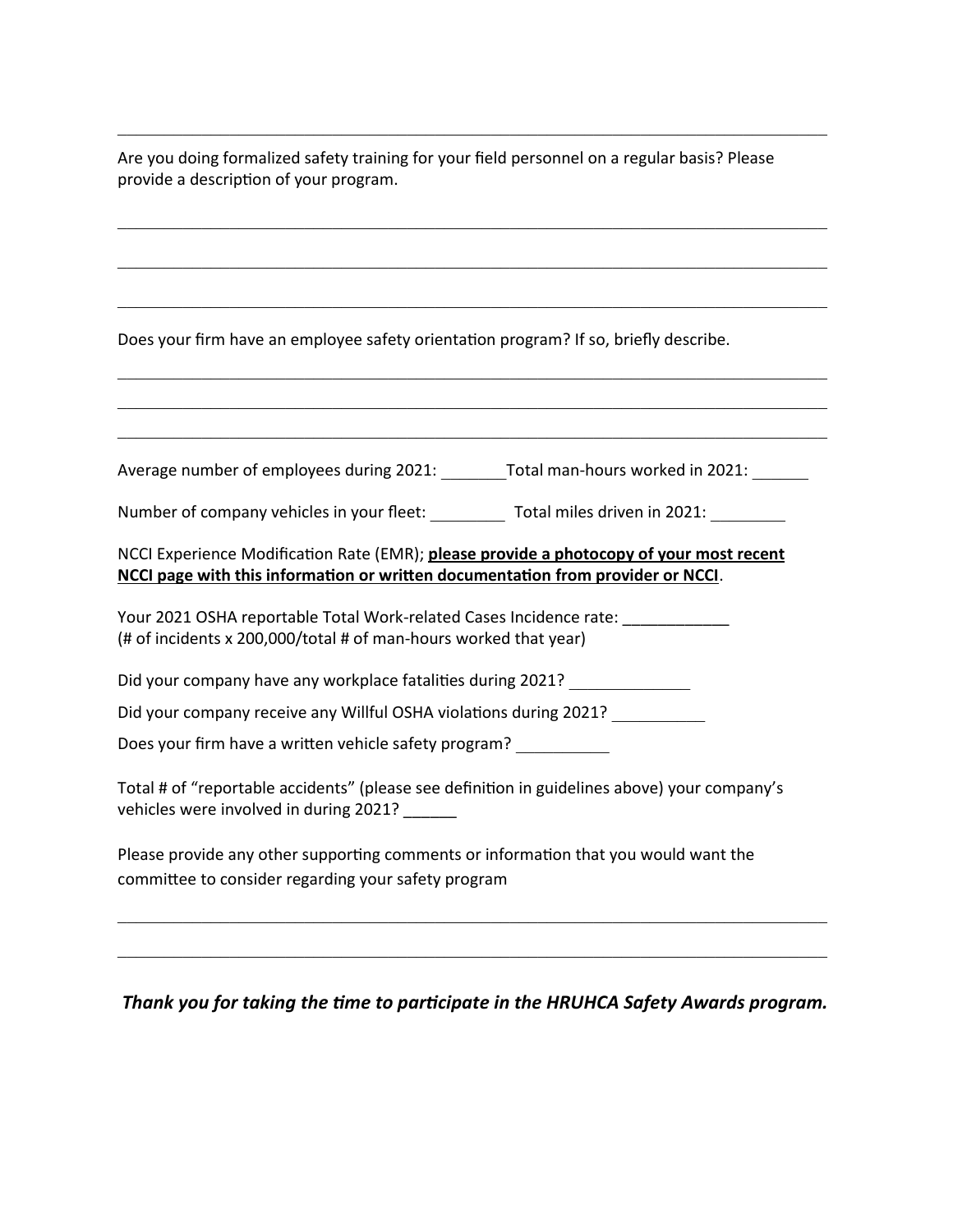---

Are you doing formalized safety training for your field personnel on a regular basis? Please provide a description of your program.

\_\_\_\_\_\_\_\_\_\_\_\_\_\_\_\_\_\_\_\_\_\_\_\_\_\_\_\_\_\_\_\_\_\_\_\_\_\_\_\_\_\_\_\_\_\_\_\_\_\_\_\_\_\_\_\_\_\_\_\_

\_\_\_\_\_\_\_\_\_\_\_\_\_\_\_\_\_\_\_\_\_\_\_\_\_\_\_\_\_\_\_\_\_\_\_\_\_\_\_\_\_\_\_\_\_\_\_\_\_\_\_\_\_\_\_\_\_\_\_\_

\_\_\_\_\_\_\_\_\_\_\_\_\_\_\_\_\_\_\_\_\_\_\_\_\_\_\_\_\_\_\_\_\_\_\_\_\_\_\_\_\_\_\_\_\_\_\_\_\_\_\_\_\_\_\_\_\_\_\_\_

Does your firm have an employee safety orientation program? If so, briefly describe.

\_\_\_\_\_\_\_\_\_\_\_\_\_\_\_\_\_\_\_\_\_\_\_\_\_\_\_\_\_\_\_\_\_\_\_\_\_\_\_\_\_\_\_\_\_\_\_\_\_\_\_\_\_\_\_\_\_\_\_\_

\_\_\_\_\_\_\_\_\_\_\_\_\_\_\_\_\_\_\_\_\_\_\_\_\_\_\_\_\_\_\_\_\_\_\_\_\_\_\_\_\_\_\_\_\_\_\_\_\_\_\_\_\_\_\_\_\_\_\_\_

\_\_\_\_\_\_\_\_\_\_\_\_\_\_\_\_\_\_\_\_\_\_\_\_\_\_\_\_\_\_\_\_\_\_\_\_\_\_\_\_\_\_\_\_\_\_\_\_\_\_\_\_\_\_\_\_\_\_\_\_

Average number of employees during 2021: \_\_\_\_\_\_\_\_ Total man-hours worked in 2021: \_\_\_\_\_\_

Number of company vehicles in your fleet: \_\_\_\_\_\_\_\_\_ Total miles driven in 2021: \_\_\_\_\_\_\_\_\_

NCCI Experience Modification Rate (EMR); **please provide a photocopy of your most recent NCCI page with this information or written documentation from provider or NCCI**.

Your 2021 OSHA reportable Total Work-related Cases Incidence rate: \_\_\_\_\_\_\_\_\_\_\_\_
(# of incidents x 200,000/total # of man-hours worked that year)

Did your company have any workplace fatalities during 2021? \_\_\_\_\_\_\_\_\_\_\_\_\_\_

Did your company receive any Willful OSHA violations during 2021? \_\_\_\_\_\_\_\_\_\_\_

Does your firm have a written vehicle safety program? \_\_\_\_\_\_\_\_\_\_\_

Total # of "reportable accidents" (please see definition in guidelines above) your company's vehicles were involved in during 2021? \_\_\_\_\_\_

Please provide any other supporting comments or information that you would want the committee to consider regarding your safety program

\_\_\_\_\_\_\_\_\_\_\_\_\_\_\_\_\_\_\_\_\_\_\_\_\_\_\_\_\_\_\_\_\_\_\_\_\_\_\_\_\_\_\_\_\_\_\_\_\_\_\_\_\_\_\_\_\_\_\_\_

\_\_\_\_\_\_\_\_\_\_\_\_\_\_\_\_\_\_\_\_\_\_\_\_\_\_\_\_\_\_\_\_\_\_\_\_\_\_\_\_\_\_\_\_\_\_\_\_\_\_\_\_\_\_\_\_\_\_\_\_

***Thank you for taking the time to participate in the HRUHCA Safety Awards program.***